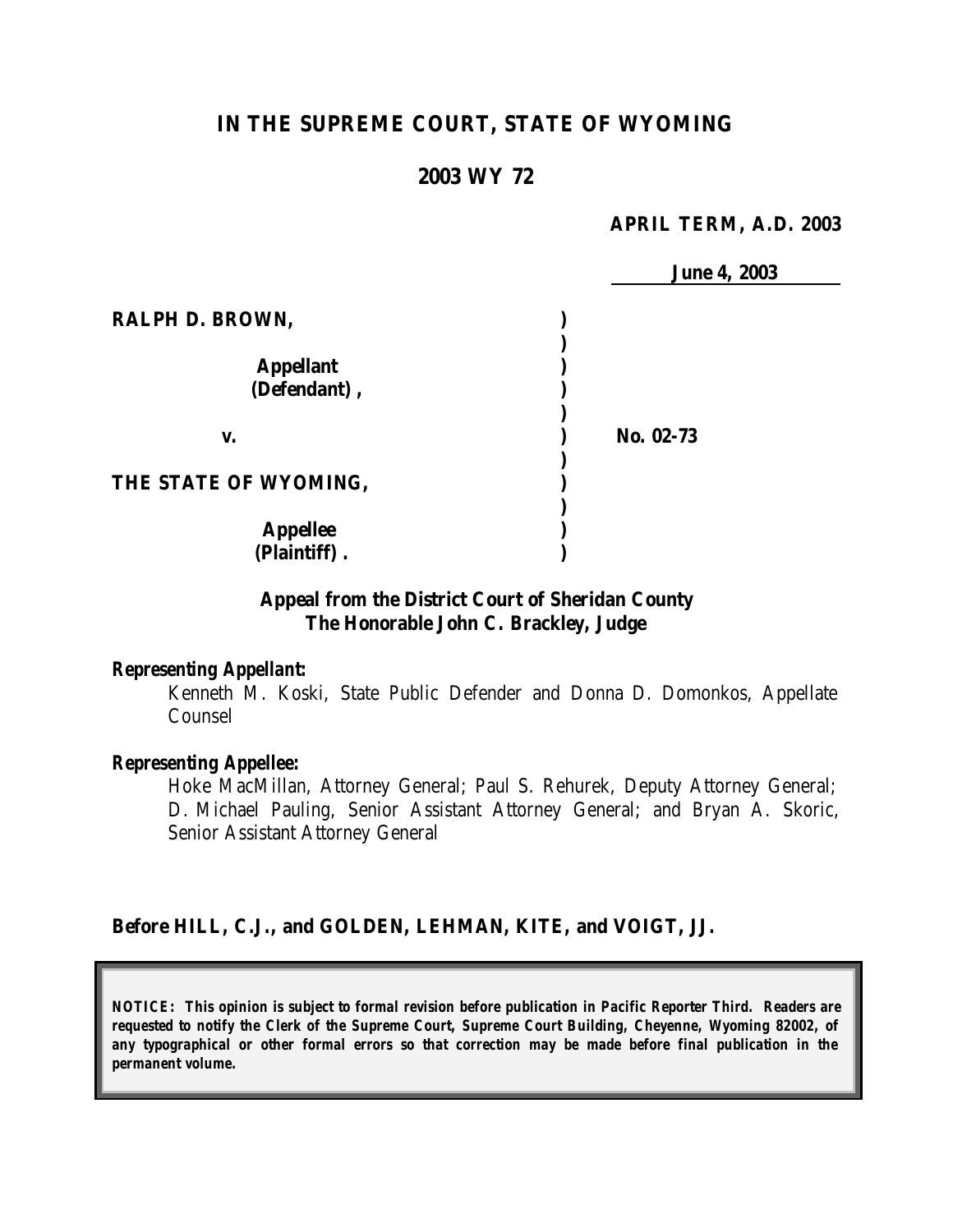# IN THE SUPREME COURT, STATE OF WYOMING

## 2003 WY 72

**APRIL TERM, A.D. 2003**

**June 4, 2003**

| | | |
|---|---|---|
| **RALPH D. BROWN,** | ) | |
| | ) | |
| **Appellant (Defendant),** | ) | |
| | ) | |
| **v.** | ) | **No. 02-73** |
| | ) | |
| **THE STATE OF WYOMING,** | ) | |
| | ) | |
| **Appellee (Plaintiff).** | ) | |

**Appeal from the District Court of Sheridan County**
**The Honorable John C. Brackley, Judge**

***Representing Appellant:***

Kenneth M. Koski, State Public Defender and Donna D. Domonkos, Appellate Counsel

***Representing Appellee:***

Hoke MacMillan, Attorney General; Paul S. Rehurek, Deputy Attorney General; D. Michael Pauling, Senior Assistant Attorney General; and Bryan A. Skoric, Senior Assistant Attorney General

**Before HILL, C.J., and GOLDEN, LEHMAN, KITE, and VOIGT, JJ.**

***NOTICE: This opinion is subject to formal revision before publication in Pacific Reporter Third. Readers are requested to notify the Clerk of the Supreme Court, Supreme Court Building, Cheyenne, Wyoming 82002, of any typographical or other formal errors so that correction may be made before final publication in the permanent volume.***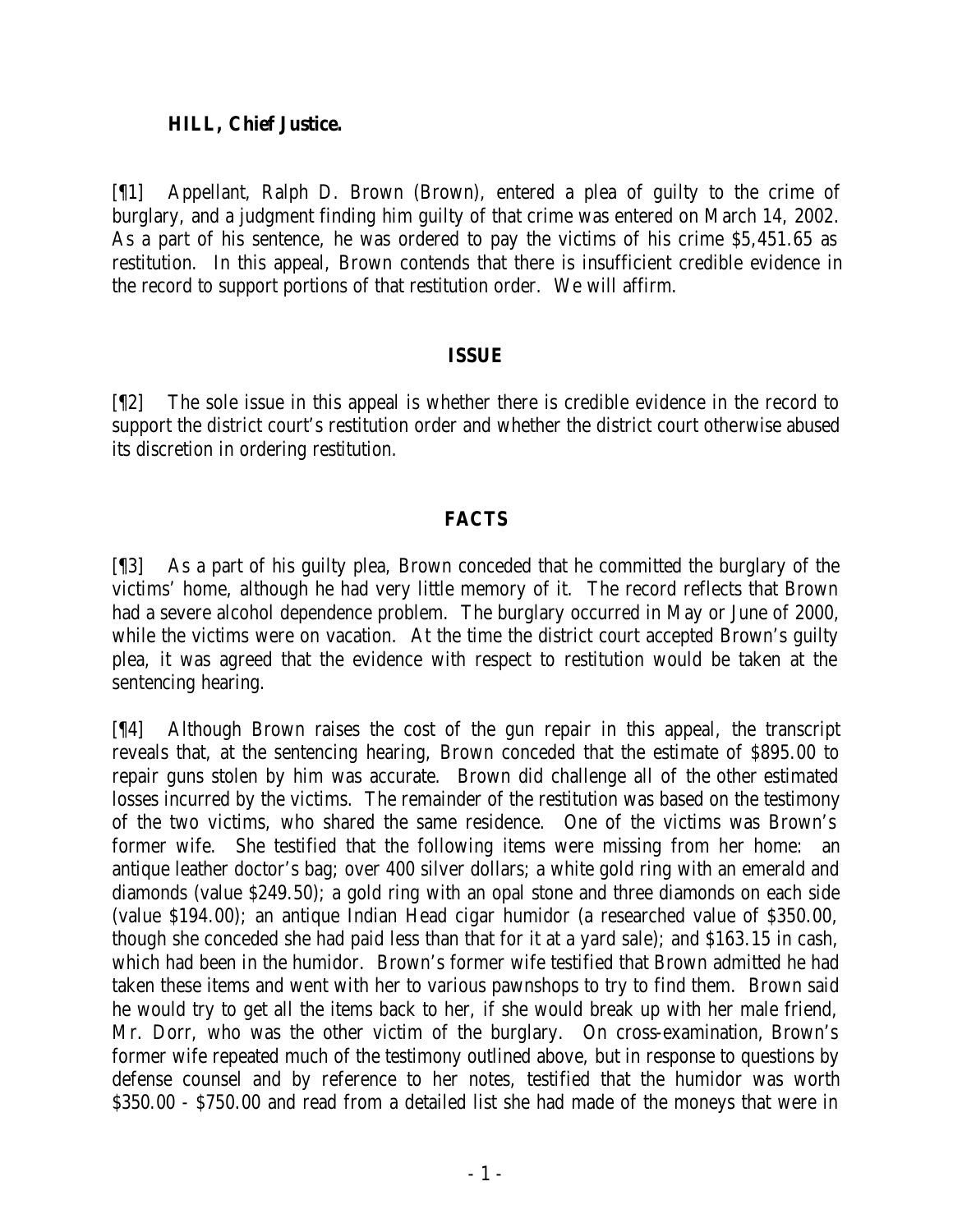**HILL, Chief Justice.**

[¶1] Appellant, Ralph D. Brown (Brown), entered a plea of guilty to the crime of burglary, and a judgment finding him guilty of that crime was entered on March 14, 2002. As a part of his sentence, he was ordered to pay the victims of his crime $5,451.65 as restitution. In this appeal, Brown contends that there is insufficient credible evidence in the record to support portions of that restitution order. We will affirm.

## ISSUE

[¶2] The sole issue in this appeal is whether there is credible evidence in the record to support the district court's restitution order and whether the district court otherwise abused its discretion in ordering restitution.

## FACTS

[¶3] As a part of his guilty plea, Brown conceded that he committed the burglary of the victims' home, although he had very little memory of it. The record reflects that Brown had a severe alcohol dependence problem. The burglary occurred in May or June of 2000, while the victims were on vacation. At the time the district court accepted Brown's guilty plea, it was agreed that the evidence with respect to restitution would be taken at the sentencing hearing.

[¶4] Although Brown raises the cost of the gun repair in this appeal, the transcript reveals that, at the sentencing hearing, Brown conceded that the estimate of $895.00 to repair guns stolen by him was accurate. Brown did challenge all of the other estimated losses incurred by the victims. The remainder of the restitution was based on the testimony of the two victims, who shared the same residence. One of the victims was Brown's former wife. She testified that the following items were missing from her home: an antique leather doctor's bag; over 400 silver dollars; a white gold ring with an emerald and diamonds (value $249.50); a gold ring with an opal stone and three diamonds on each side (value $194.00); an antique Indian Head cigar humidor (a researched value of $350.00, though she conceded she had paid less than that for it at a yard sale); and $163.15 in cash, which had been in the humidor. Brown's former wife testified that Brown admitted he had taken these items and went with her to various pawnshops to try to find them. Brown said he would try to get all the items back to her, if she would break up with her male friend, Mr. Dorr, who was the other victim of the burglary. On cross-examination, Brown's former wife repeated much of the testimony outlined above, but in response to questions by defense counsel and by reference to her notes, testified that the humidor was worth $350.00 - $750.00 and read from a detailed list she had made of the moneys that were in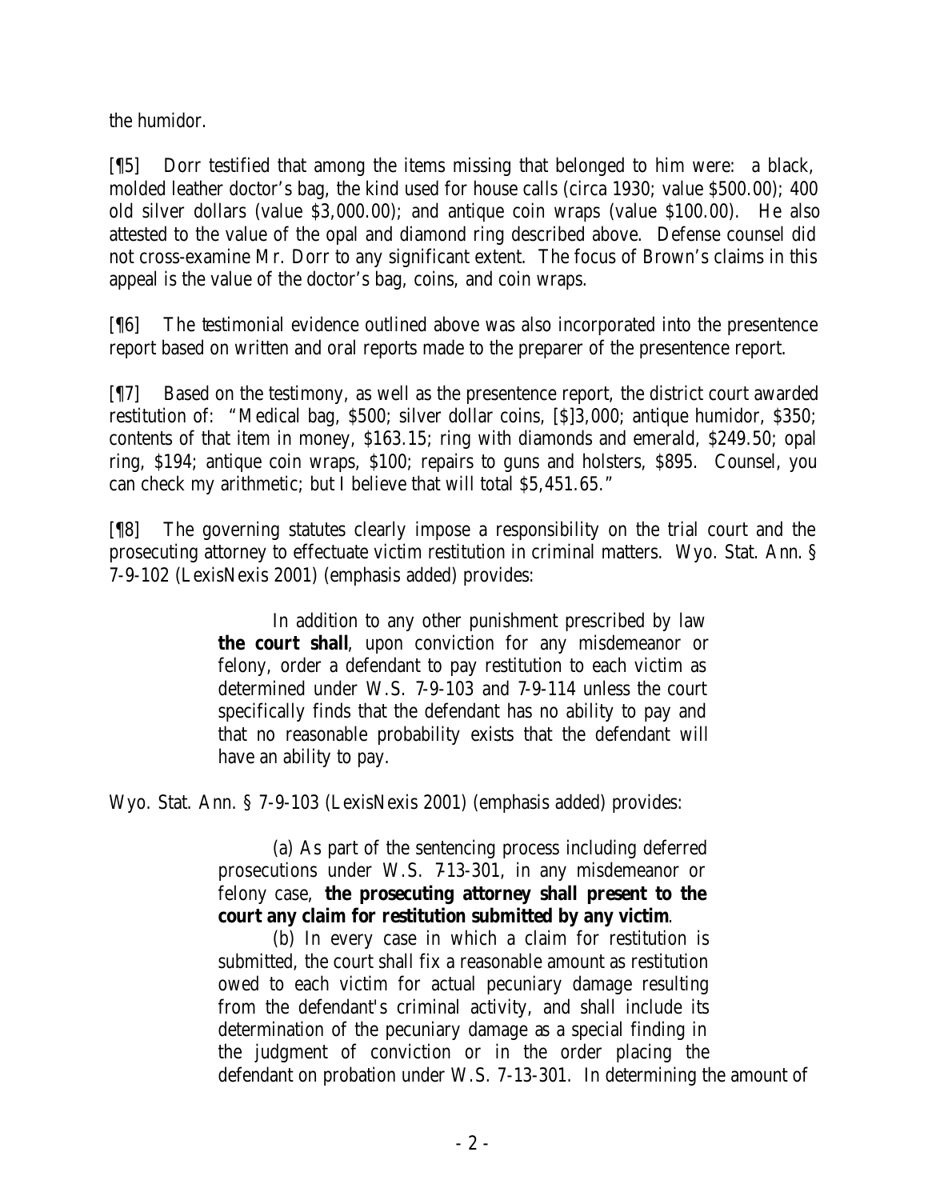the humidor.

[¶5] Dorr testified that among the items missing that belonged to him were: a black, molded leather doctor's bag, the kind used for house calls (circa 1930; value $500.00); 400 old silver dollars (value $3,000.00); and antique coin wraps (value $100.00). He also attested to the value of the opal and diamond ring described above. Defense counsel did not cross-examine Mr. Dorr to any significant extent. The focus of Brown's claims in this appeal is the value of the doctor's bag, coins, and coin wraps.

[¶6] The testimonial evidence outlined above was also incorporated into the presentence report based on written and oral reports made to the preparer of the presentence report.

[¶7] Based on the testimony, as well as the presentence report, the district court awarded restitution of: "Medical bag, $500; silver dollar coins, [$]3,000; antique humidor, $350; contents of that item in money, $163.15; ring with diamonds and emerald, $249.50; opal ring, $194; antique coin wraps, $100; repairs to guns and holsters, $895. Counsel, you can check my arithmetic; but I believe that will total $5,451.65."

[¶8] The governing statutes clearly impose a responsibility on the trial court and the prosecuting attorney to effectuate victim restitution in criminal matters. Wyo. Stat. Ann. § 7-9-102 (LexisNexis 2001) (emphasis added) provides:

> In addition to any other punishment prescribed by law **the court shall**, upon conviction for any misdemeanor or felony, order a defendant to pay restitution to each victim as determined under W.S. 7-9-103 and 7-9-114 unless the court specifically finds that the defendant has no ability to pay and that no reasonable probability exists that the defendant will have an ability to pay.

Wyo. Stat. Ann. § 7-9-103 (LexisNexis 2001) (emphasis added) provides:

> (a) As part of the sentencing process including deferred prosecutions under W.S. 7-13-301, in any misdemeanor or felony case, **the prosecuting attorney shall present to the court any claim for restitution submitted by any victim**.
>
> (b) In every case in which a claim for restitution is submitted, the court shall fix a reasonable amount as restitution owed to each victim for actual pecuniary damage resulting from the defendant's criminal activity, and shall include its determination of the pecuniary damage as a special finding in the judgment of conviction or in the order placing the defendant on probation under W.S. 7-13-301. In determining the amount of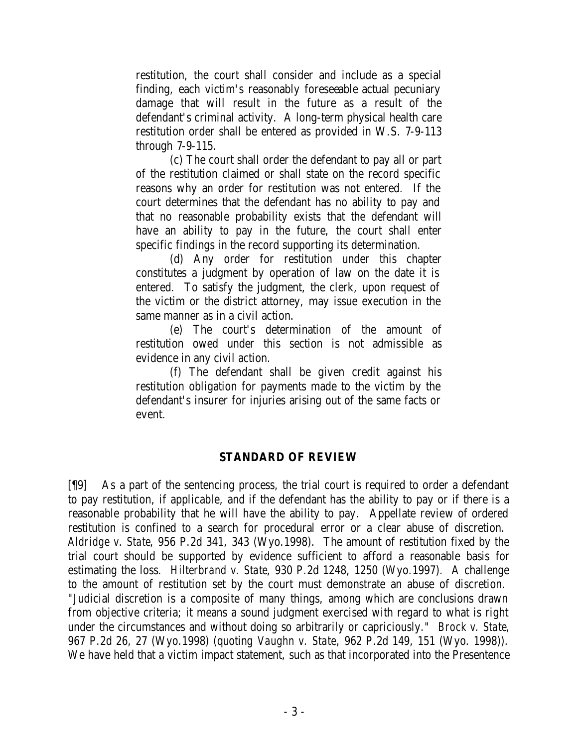restitution, the court shall consider and include as a special finding, each victim's reasonably foreseeable actual pecuniary damage that will result in the future as a result of the defendant's criminal activity. A long-term physical health care restitution order shall be entered as provided in W.S. 7-9-113 through 7-9-115.

(c) The court shall order the defendant to pay all or part of the restitution claimed or shall state on the record specific reasons why an order for restitution was not entered. If the court determines that the defendant has no ability to pay and that no reasonable probability exists that the defendant will have an ability to pay in the future, the court shall enter specific findings in the record supporting its determination.

(d) Any order for restitution under this chapter constitutes a judgment by operation of law on the date it is entered. To satisfy the judgment, the clerk, upon request of the victim or the district attorney, may issue execution in the same manner as in a civil action.

(e) The court's determination of the amount of restitution owed under this section is not admissible as evidence in any civil action.

(f) The defendant shall be given credit against his restitution obligation for payments made to the victim by the defendant's insurer for injuries arising out of the same facts or event.

## STANDARD OF REVIEW

[¶9] As a part of the sentencing process, the trial court is required to order a defendant to pay restitution, if applicable, and if the defendant has the ability to pay or if there is a reasonable probability that he will have the ability to pay. Appellate review of ordered restitution is confined to a search for procedural error or a clear abuse of discretion. *Aldridge v. State*, 956 P.2d 341, 343 (Wyo.1998). The amount of restitution fixed by the trial court should be supported by evidence sufficient to afford a reasonable basis for estimating the loss. *Hilterbrand v. State*, 930 P.2d 1248, 1250 (Wyo.1997). A challenge to the amount of restitution set by the court must demonstrate an abuse of discretion. "Judicial discretion is a composite of many things, among which are conclusions drawn from objective criteria; it means a sound judgment exercised with regard to what is right under the circumstances and without doing so arbitrarily or capriciously." *Brock v. State*, 967 P.2d 26, 27 (Wyo.1998) (quoting *Vaughn v. State*, 962 P.2d 149, 151 (Wyo. 1998)). We have held that a victim impact statement, such as that incorporated into the Presentence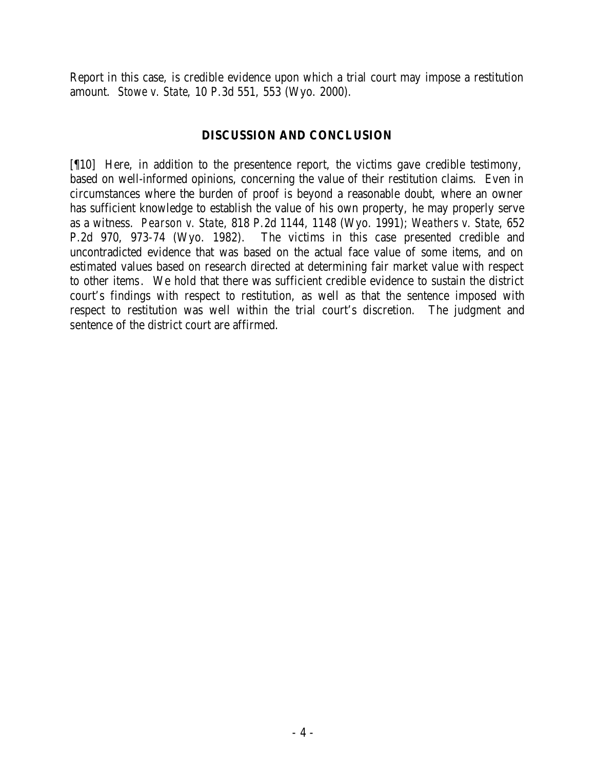Report in this case, is credible evidence upon which a trial court may impose a restitution amount. *Stowe v. State*, 10 P.3d 551, 553 (Wyo. 2000).

## DISCUSSION AND CONCLUSION

[¶10] Here, in addition to the presentence report, the victims gave credible testimony, based on well-informed opinions, concerning the value of their restitution claims. Even in circumstances where the burden of proof is beyond a reasonable doubt, where an owner has sufficient knowledge to establish the value of his own property, he may properly serve as a witness. *Pearson v. State*, 818 P.2d 1144, 1148 (Wyo. 1991); *Weathers v. State*, 652 P.2d 970, 973-74 (Wyo. 1982). The victims in this case presented credible and uncontradicted evidence that was based on the actual face value of some items, and on estimated values based on research directed at determining fair market value with respect to other items. We hold that there was sufficient credible evidence to sustain the district court's findings with respect to restitution, as well as that the sentence imposed with respect to restitution was well within the trial court's discretion. The judgment and sentence of the district court are affirmed.